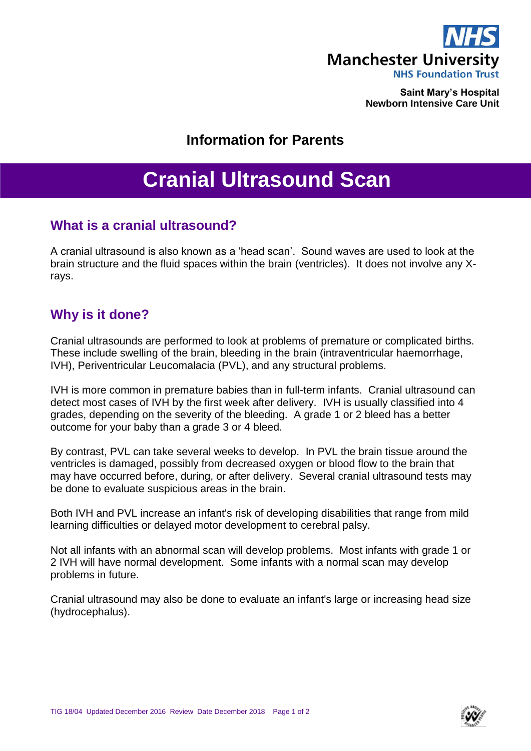**Manchester University NHS Foundation Trust**

**Saint Mary's Hospital**
**Newborn Intensive Care Unit**

## Information for Parents

# Cranial Ultrasound Scan

## What is a cranial ultrasound?

A cranial ultrasound is also known as a 'head scan'. Sound waves are used to look at the brain structure and the fluid spaces within the brain (ventricles). It does not involve any X-rays.

## Why is it done?

Cranial ultrasounds are performed to look at problems of premature or complicated births. These include swelling of the brain, bleeding in the brain (intraventricular haemorrhage, IVH), Periventricular Leucomalacia (PVL), and any structural problems.

IVH is more common in premature babies than in full-term infants. Cranial ultrasound can detect most cases of IVH by the first week after delivery. IVH is usually classified into 4 grades, depending on the severity of the bleeding. A grade 1 or 2 bleed has a better outcome for your baby than a grade 3 or 4 bleed.

By contrast, PVL can take several weeks to develop. In PVL the brain tissue around the ventricles is damaged, possibly from decreased oxygen or blood flow to the brain that may have occurred before, during, or after delivery. Several cranial ultrasound tests may be done to evaluate suspicious areas in the brain.

Both IVH and PVL increase an infant's risk of developing disabilities that range from mild learning difficulties or delayed motor development to cerebral palsy.

Not all infants with an abnormal scan will develop problems. Most infants with grade 1 or 2 IVH will have normal development. Some infants with a normal scan may develop problems in future.

Cranial ultrasound may also be done to evaluate an infant's large or increasing head size (hydrocephalus).

TIG 18/04 Updated December 2016 Review Date December 2018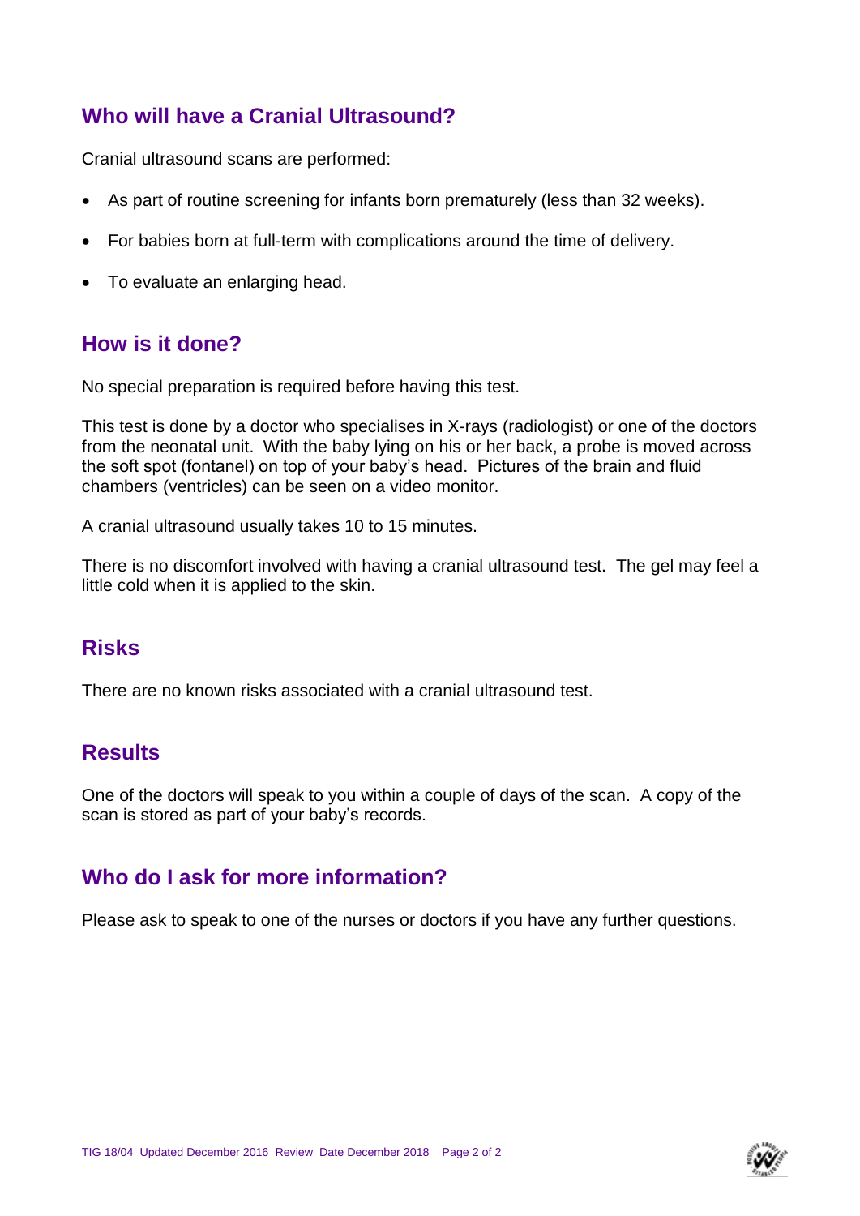## Who will have a Cranial Ultrasound?

Cranial ultrasound scans are performed:

- As part of routine screening for infants born prematurely (less than 32 weeks).
- For babies born at full-term with complications around the time of delivery.
- To evaluate an enlarging head.

## How is it done?

No special preparation is required before having this test.

This test is done by a doctor who specialises in X-rays (radiologist) or one of the doctors from the neonatal unit. With the baby lying on his or her back, a probe is moved across the soft spot (fontanel) on top of your baby's head. Pictures of the brain and fluid chambers (ventricles) can be seen on a video monitor.

A cranial ultrasound usually takes 10 to 15 minutes.

There is no discomfort involved with having a cranial ultrasound test. The gel may feel a little cold when it is applied to the skin.

## Risks

There are no known risks associated with a cranial ultrasound test.

## Results

One of the doctors will speak to you within a couple of days of the scan. A copy of the scan is stored as part of your baby's records.

## Who do I ask for more information?

Please ask to speak to one of the nurses or doctors if you have any further questions.

TIG 18/04 Updated December 2016 Review Date December 2018